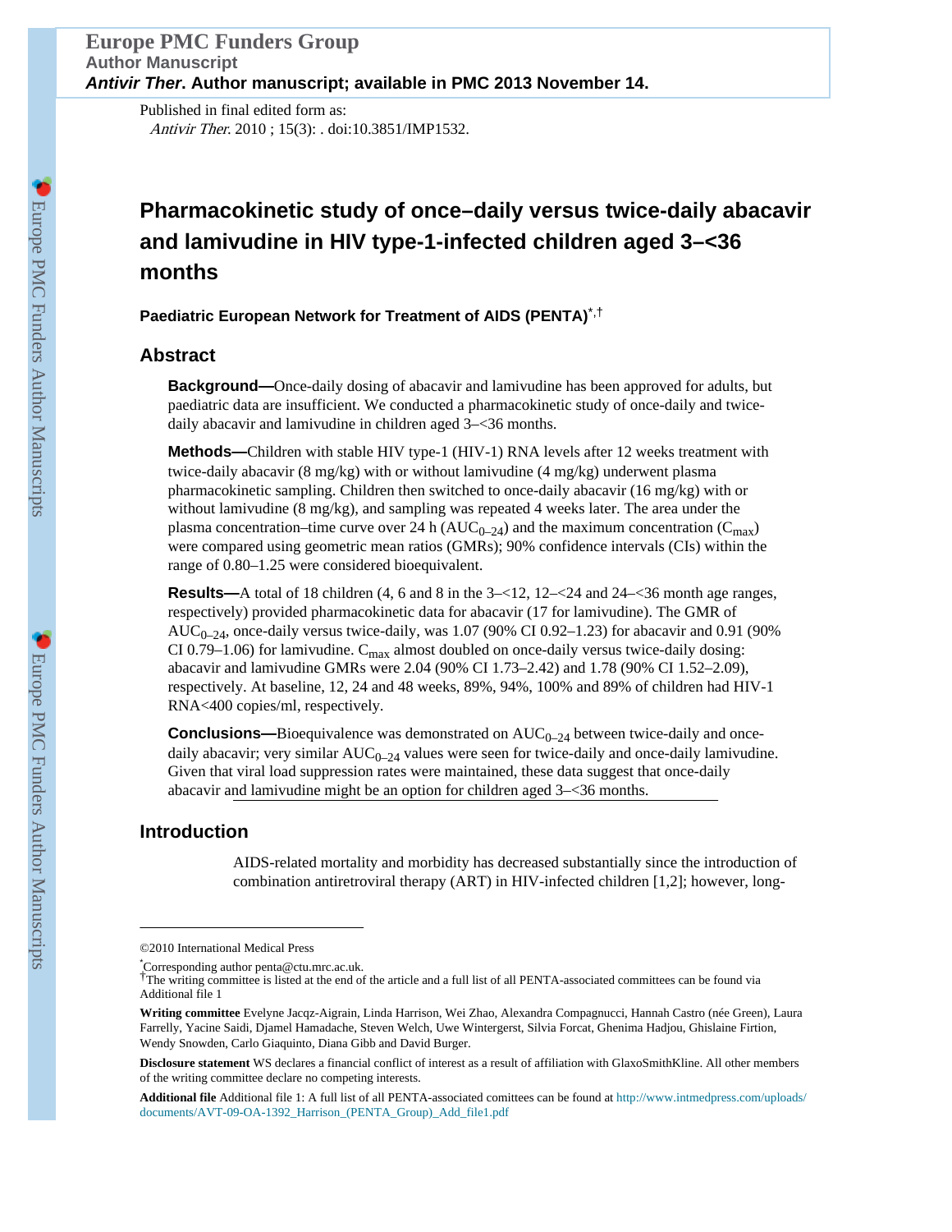Published in final edited form as:

*Antivir Ther*. 2010 ; 15(3): . doi:10.3851/IMP1532.

# Pharmacokinetic study of once–daily versus twice-daily abacavir and lamivudine in HIV type-1-infected children aged 3–<36 months

**Paediatric European Network for Treatment of AIDS (PENTA)**[*,†]

## Abstract

**Background—**Once-daily dosing of abacavir and lamivudine has been approved for adults, but paediatric data are insufficient. We conducted a pharmacokinetic study of once-daily and twice-daily abacavir and lamivudine in children aged 3–<36 months.

**Methods—**Children with stable HIV type-1 (HIV-1) RNA levels after 12 weeks treatment with twice-daily abacavir (8 mg/kg) with or without lamivudine (4 mg/kg) underwent plasma pharmacokinetic sampling. Children then switched to once-daily abacavir (16 mg/kg) with or without lamivudine (8 mg/kg), and sampling was repeated 4 weeks later. The area under the plasma concentration–time curve over 24 h ($AUC_{0–24}$) and the maximum concentration ($C_{max}$) were compared using geometric mean ratios (GMRs); 90% confidence intervals (CIs) within the range of 0.80–1.25 were considered bioequivalent.

**Results—**A total of 18 children (4, 6 and 8 in the 3–<12, 12–<24 and 24–<36 month age ranges, respectively) provided pharmacokinetic data for abacavir (17 for lamivudine). The GMR of $AUC_{0–24}$, once-daily versus twice-daily, was 1.07 (90% CI 0.92–1.23) for abacavir and 0.91 (90% CI 0.79–1.06) for lamivudine. $C_{max}$ almost doubled on once-daily versus twice-daily dosing: abacavir and lamivudine GMRs were 2.04 (90% CI 1.73–2.42) and 1.78 (90% CI 1.52–2.09), respectively. At baseline, 12, 24 and 48 weeks, 89%, 94%, 100% and 89% of children had HIV-1 RNA<400 copies/ml, respectively.

**Conclusions—**Bioequivalence was demonstrated on $AUC_{0–24}$ between twice-daily and once-daily abacavir; very similar $AUC_{0–24}$ values were seen for twice-daily and once-daily lamivudine. Given that viral load suppression rates were maintained, these data suggest that once-daily abacavir and lamivudine might be an option for children aged 3–<36 months.

## Introduction

AIDS-related mortality and morbidity has decreased substantially since the introduction of combination antiretroviral therapy (ART) in HIV-infected children [1,2]; however, long-

---

©2010 International Medical Press

*Corresponding author penta@ctu.mrc.ac.uk.

†The writing committee is listed at the end of the article and a full list of all PENTA-associated committees can be found via Additional file 1

**Writing committee** Evelyne Jacqz-Aigrain, Linda Harrison, Wei Zhao, Alexandra Compagnucci, Hannah Castro (née Green), Laura Farrelly, Yacine Saidi, Djamel Hamadache, Steven Welch, Uwe Wintergerst, Silvia Forcat, Ghenima Hadjou, Ghislaine Firtion, Wendy Snowden, Carlo Giaquinto, Diana Gibb and David Burger.

**Disclosure statement** WS declares a financial conflict of interest as a result of affiliation with GlaxoSmithKline. All other members of the writing committee declare no competing interests.

**Additional file** Additional file 1: A full list of all PENTA-associated comittees can be found at http://www.intmedpress.com/uploads/documents/AVT-09-OA-1392_Harrison_(PENTA_Group)_Add_file1.pdf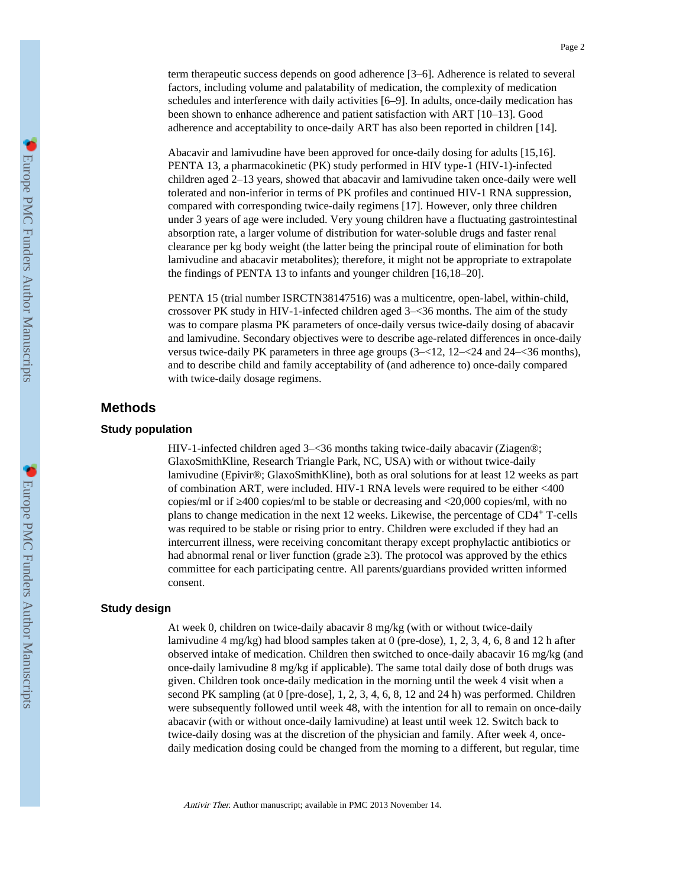term therapeutic success depends on good adherence [3–6]. Adherence is related to several factors, including volume and palatability of medication, the complexity of medication schedules and interference with daily activities [6–9]. In adults, once-daily medication has been shown to enhance adherence and patient satisfaction with ART [10–13]. Good adherence and acceptability to once-daily ART has also been reported in children [14].

Abacavir and lamivudine have been approved for once-daily dosing for adults [15,16]. PENTA 13, a pharmacokinetic (PK) study performed in HIV type-1 (HIV-1)-infected children aged 2–13 years, showed that abacavir and lamivudine taken once-daily were well tolerated and non-inferior in terms of PK profiles and continued HIV-1 RNA suppression, compared with corresponding twice-daily regimens [17]. However, only three children under 3 years of age were included. Very young children have a fluctuating gastrointestinal absorption rate, a larger volume of distribution for water-soluble drugs and faster renal clearance per kg body weight (the latter being the principal route of elimination for both lamivudine and abacavir metabolites); therefore, it might not be appropriate to extrapolate the findings of PENTA 13 to infants and younger children [16,18–20].

PENTA 15 (trial number ISRCTN38147516) was a multicentre, open-label, within-child, crossover PK study in HIV-1-infected children aged 3–<36 months. The aim of the study was to compare plasma PK parameters of once-daily versus twice-daily dosing of abacavir and lamivudine. Secondary objectives were to describe age-related differences in once-daily versus twice-daily PK parameters in three age groups (3–<12, 12–<24 and 24–<36 months), and to describe child and family acceptability of (and adherence to) once-daily compared with twice-daily dosage regimens.

## Methods

### Study population

HIV-1-infected children aged 3–<36 months taking twice-daily abacavir (Ziagen®; GlaxoSmithKline, Research Triangle Park, NC, USA) with or without twice-daily lamivudine (Epivir®; GlaxoSmithKline), both as oral solutions for at least 12 weeks as part of combination ART, were included. HIV-1 RNA levels were required to be either <400 copies/ml or if ≥400 copies/ml to be stable or decreasing and <20,000 copies/ml, with no plans to change medication in the next 12 weeks. Likewise, the percentage of $CD4^+$ T-cells was required to be stable or rising prior to entry. Children were excluded if they had an intercurrent illness, were receiving concomitant therapy except prophylactic antibiotics or had abnormal renal or liver function (grade ≥3). The protocol was approved by the ethics committee for each participating centre. All parents/guardians provided written informed consent.

### Study design

At week 0, children on twice-daily abacavir 8 mg/kg (with or without twice-daily lamivudine 4 mg/kg) had blood samples taken at 0 (pre-dose), 1, 2, 3, 4, 6, 8 and 12 h after observed intake of medication. Children then switched to once-daily abacavir 16 mg/kg (and once-daily lamivudine 8 mg/kg if applicable). The same total daily dose of both drugs was given. Children took once-daily medication in the morning until the week 4 visit when a second PK sampling (at 0 [pre-dose], 1, 2, 3, 4, 6, 8, 12 and 24 h) was performed. Children were subsequently followed until week 48, with the intention for all to remain on once-daily abacavir (with or without once-daily lamivudine) at least until week 12. Switch back to twice-daily dosing was at the discretion of the physician and family. After week 4, once-daily medication dosing could be changed from the morning to a different, but regular, time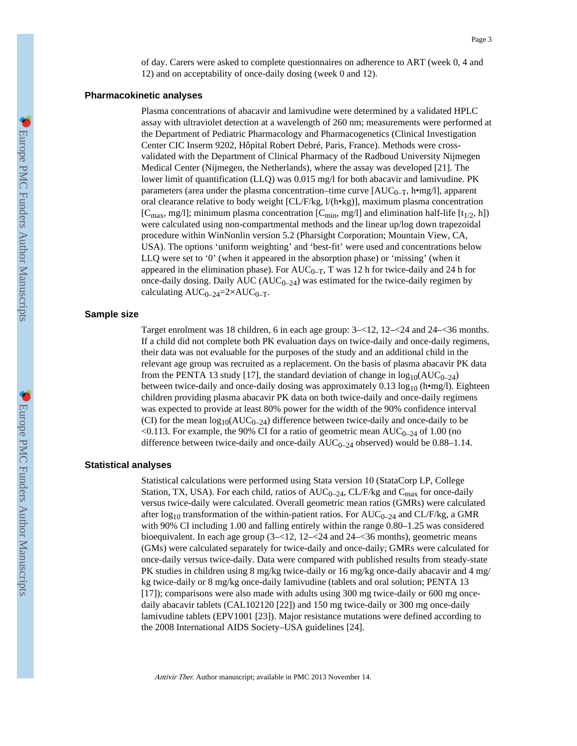of day. Carers were asked to complete questionnaires on adherence to ART (week 0, 4 and 12) and on acceptability of once-daily dosing (week 0 and 12).

## Pharmacokinetic analyses

Plasma concentrations of abacavir and lamivudine were determined by a validated HPLC assay with ultraviolet detection at a wavelength of 260 nm; measurements were performed at the Department of Pediatric Pharmacology and Pharmacogenetics (Clinical Investigation Center CIC Inserm 9202, Hôpital Robert Debré, Paris, France). Methods were cross-validated with the Department of Clinical Pharmacy of the Radboud University Nijmegen Medical Center (Nijmegen, the Netherlands), where the assay was developed [21]. The lower limit of quantification (LLQ) was 0.015 mg/l for both abacavir and lamivudine. PK parameters (area under the plasma concentration–time curve [$AUC_{0-T}$, h•mg/l], apparent oral clearance relative to body weight [CL/F/kg, l/(h•kg)], maximum plasma concentration [$C_{max}$, mg/l]; minimum plasma concentration [$C_{min}$, mg/l] and elimination half-life [$t_{1/2}$, h]) were calculated using non-compartmental methods and the linear up/log down trapezoidal procedure within WinNonlin version 5.2 (Pharsight Corporation; Mountain View, CA, USA). The options 'uniform weighting' and 'best-fit' were used and concentrations below LLQ were set to '0' (when it appeared in the absorption phase) or 'missing' (when it appeared in the elimination phase). For $AUC_{0-T}$, T was 12 h for twice-daily and 24 h for once-daily dosing. Daily AUC ($AUC_{0-24}$) was estimated for the twice-daily regimen by calculating $AUC_{0-24}=2\times AUC_{0-T}$.

## Sample size

Target enrolment was 18 children, 6 in each age group: 3–<12, 12–<24 and 24–<36 months. If a child did not complete both PK evaluation days on twice-daily and once-daily regimens, their data was not evaluable for the purposes of the study and an additional child in the relevant age group was recruited as a replacement. On the basis of plasma abacavir PK data from the PENTA 13 study [17], the standard deviation of change in $\log_{10}(AUC_{0-24})$ between twice-daily and once-daily dosing was approximately 0.13 $\log_{10}$ (h•mg/l). Eighteen children providing plasma abacavir PK data on both twice-daily and once-daily regimens was expected to provide at least 80% power for the width of the 90% confidence interval (CI) for the mean $\log_{10}(AUC_{0-24})$ difference between twice-daily and once-daily to be <0.113. For example, the 90% CI for a ratio of geometric mean $AUC_{0-24}$ of 1.00 (no difference between twice-daily and once-daily $AUC_{0-24}$ observed) would be 0.88–1.14.

## Statistical analyses

Statistical calculations were performed using Stata version 10 (StataCorp LP, College Station, TX, USA). For each child, ratios of $AUC_{0-24}$, CL/F/kg and $C_{max}$ for once-daily versus twice-daily were calculated. Overall geometric mean ratios (GMRs) were calculated after $\log_{10}$ transformation of the within-patient ratios. For $AUC_{0-24}$ and CL/F/kg, a GMR with 90% CI including 1.00 and falling entirely within the range 0.80–1.25 was considered bioequivalent. In each age group (3–<12, 12–<24 and 24–<36 months), geometric means (GMs) were calculated separately for twice-daily and once-daily; GMRs were calculated for once-daily versus twice-daily. Data were compared with published results from steady-state PK studies in children using 8 mg/kg twice-daily or 16 mg/kg once-daily abacavir and 4 mg/kg twice-daily or 8 mg/kg once-daily lamivudine (tablets and oral solution; PENTA 13 [17]); comparisons were also made with adults using 300 mg twice-daily or 600 mg once-daily abacavir tablets (CAL102120 [22]) and 150 mg twice-daily or 300 mg once-daily lamivudine tablets (EPV1001 [23]). Major resistance mutations were defined according to the 2008 International AIDS Society–USA guidelines [24].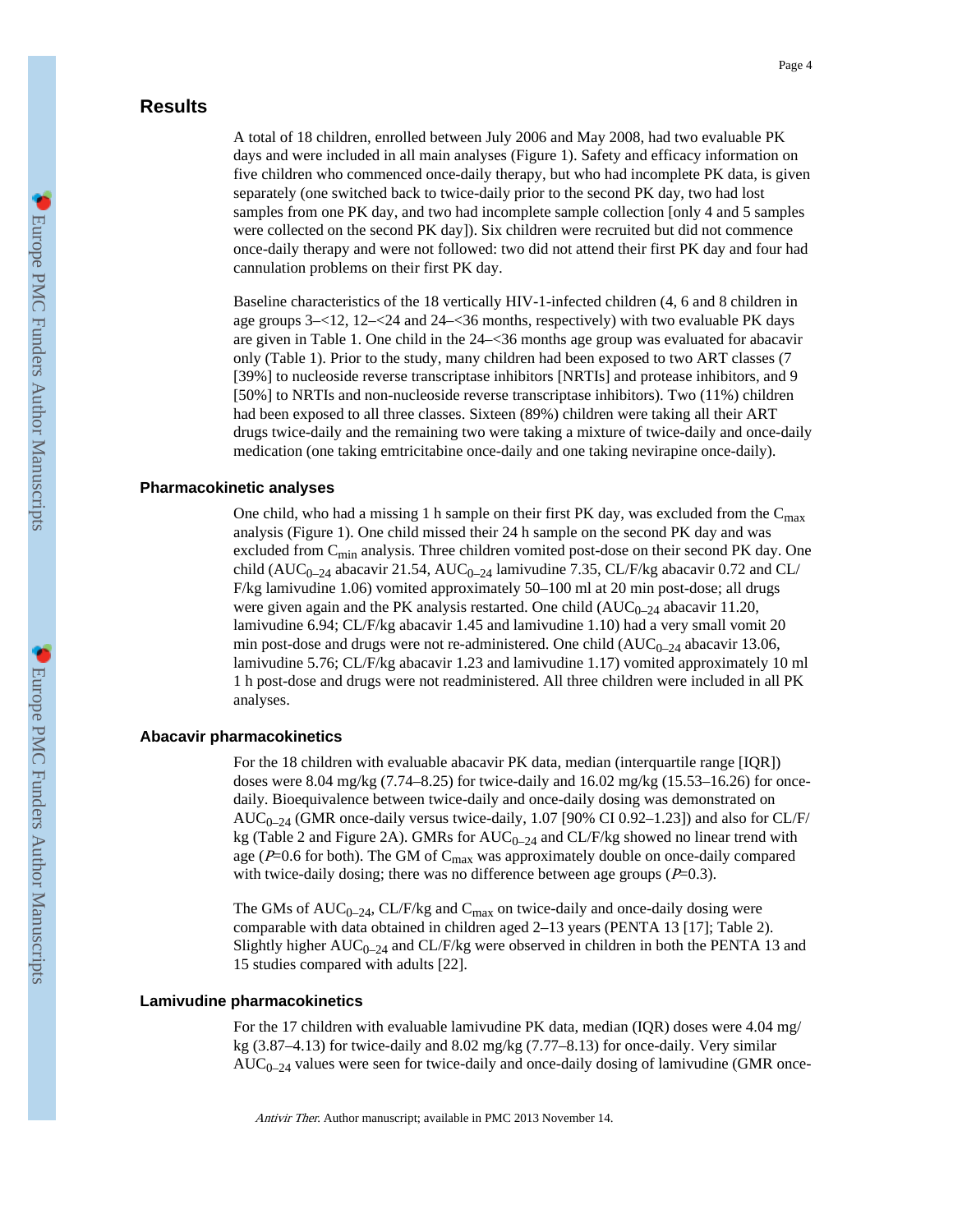## Results

A total of 18 children, enrolled between July 2006 and May 2008, had two evaluable PK days and were included in all main analyses (Figure 1). Safety and efficacy information on five children who commenced once-daily therapy, but who had incomplete PK data, is given separately (one switched back to twice-daily prior to the second PK day, two had lost samples from one PK day, and two had incomplete sample collection [only 4 and 5 samples were collected on the second PK day]). Six children were recruited but did not commence once-daily therapy and were not followed: two did not attend their first PK day and four had cannulation problems on their first PK day.

Baseline characteristics of the 18 vertically HIV-1-infected children (4, 6 and 8 children in age groups 3–<12, 12–<24 and 24–<36 months, respectively) with two evaluable PK days are given in Table 1. One child in the 24–<36 months age group was evaluated for abacavir only (Table 1). Prior to the study, many children had been exposed to two ART classes (7 [39%] to nucleoside reverse transcriptase inhibitors [NRTIs] and protease inhibitors, and 9 [50%] to NRTIs and non-nucleoside reverse transcriptase inhibitors). Two (11%) children had been exposed to all three classes. Sixteen (89%) children were taking all their ART drugs twice-daily and the remaining two were taking a mixture of twice-daily and once-daily medication (one taking emtricitabine once-daily and one taking nevirapine once-daily).

### Pharmacokinetic analyses

One child, who had a missing 1 h sample on their first PK day, was excluded from the $C_{max}$ analysis (Figure 1). One child missed their 24 h sample on the second PK day and was excluded from $C_{min}$ analysis. Three children vomited post-dose on their second PK day. One child ($AUC_{0-24}$ abacavir 21.54, $AUC_{0-24}$ lamivudine 7.35, CL/F/kg abacavir 0.72 and CL/F/kg lamivudine 1.06) vomited approximately 50–100 ml at 20 min post-dose; all drugs were given again and the PK analysis restarted. One child ($AUC_{0-24}$ abacavir 11.20, lamivudine 6.94; CL/F/kg abacavir 1.45 and lamivudine 1.10) had a very small vomit 20 min post-dose and drugs were not re-administered. One child ($AUC_{0-24}$ abacavir 13.06, lamivudine 5.76; CL/F/kg abacavir 1.23 and lamivudine 1.17) vomited approximately 10 ml 1 h post-dose and drugs were not readministered. All three children were included in all PK analyses.

### Abacavir pharmacokinetics

For the 18 children with evaluable abacavir PK data, median (interquartile range [IQR]) doses were 8.04 mg/kg (7.74–8.25) for twice-daily and 16.02 mg/kg (15.53–16.26) for once-daily. Bioequivalence between twice-daily and once-daily dosing was demonstrated on $AUC_{0-24}$ (GMR once-daily versus twice-daily, 1.07 [90% CI 0.92–1.23]) and also for CL/F/kg (Table 2 and Figure 2A). GMRs for $AUC_{0-24}$ and CL/F/kg showed no linear trend with age ($P$=0.6 for both). The GM of $C_{max}$ was approximately double on once-daily compared with twice-daily dosing; there was no difference between age groups ($P$=0.3).

The GMs of $AUC_{0-24}$, CL/F/kg and $C_{max}$ on twice-daily and once-daily dosing were comparable with data obtained in children aged 2–13 years (PENTA 13 [17]; Table 2). Slightly higher $AUC_{0-24}$ and CL/F/kg were observed in children in both the PENTA 13 and 15 studies compared with adults [22].

### Lamivudine pharmacokinetics

For the 17 children with evaluable lamivudine PK data, median (IQR) doses were 4.04 mg/kg (3.87–4.13) for twice-daily and 8.02 mg/kg (7.77–8.13) for once-daily. Very similar $AUC_{0-24}$ values were seen for twice-daily and once-daily dosing of lamivudine (GMR once-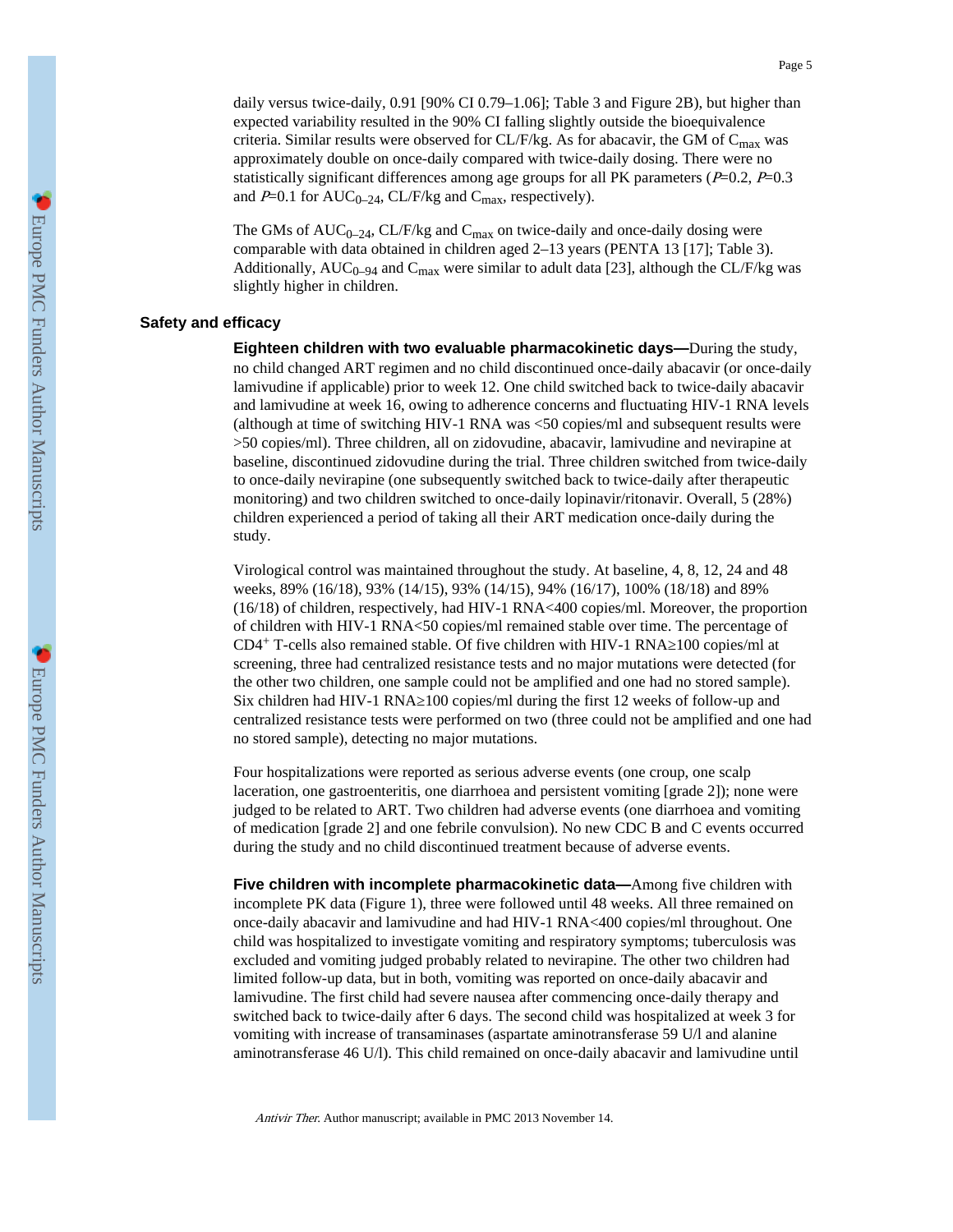daily versus twice-daily, 0.91 [90% CI 0.79–1.06]; Table 3 and Figure 2B), but higher than expected variability resulted in the 90% CI falling slightly outside the bioequivalence criteria. Similar results were observed for CL/F/kg. As for abacavir, the GM of $C_{max}$ was approximately double on once-daily compared with twice-daily dosing. There were no statistically significant differences among age groups for all PK parameters ($P$=0.2, $P$=0.3 and $P$=0.1 for $AUC_{0–24}$, CL/F/kg and $C_{max}$, respectively).

The GMs of $AUC_{0–24}$, CL/F/kg and $C_{max}$ on twice-daily and once-daily dosing were comparable with data obtained in children aged 2–13 years (PENTA 13 [17]; Table 3). Additionally, $AUC_{0–94}$ and $C_{max}$ were similar to adult data [23], although the CL/F/kg was slightly higher in children.

## Safety and efficacy

**Eighteen children with two evaluable pharmacokinetic days—**During the study, no child changed ART regimen and no child discontinued once-daily abacavir (or once-daily lamivudine if applicable) prior to week 12. One child switched back to twice-daily abacavir and lamivudine at week 16, owing to adherence concerns and fluctuating HIV-1 RNA levels (although at time of switching HIV-1 RNA was <50 copies/ml and subsequent results were >50 copies/ml). Three children, all on zidovudine, abacavir, lamivudine and nevirapine at baseline, discontinued zidovudine during the trial. Three children switched from twice-daily to once-daily nevirapine (one subsequently switched back to twice-daily after therapeutic monitoring) and two children switched to once-daily lopinavir/ritonavir. Overall, 5 (28%) children experienced a period of taking all their ART medication once-daily during the study.

Virological control was maintained throughout the study. At baseline, 4, 8, 12, 24 and 48 weeks, 89% (16/18), 93% (14/15), 93% (14/15), 94% (16/17), 100% (18/18) and 89% (16/18) of children, respectively, had HIV-1 RNA<400 copies/ml. Moreover, the proportion of children with HIV-1 RNA<50 copies/ml remained stable over time. The percentage of $CD4^+$ T-cells also remained stable. Of five children with HIV-1 RNA≥100 copies/ml at screening, three had centralized resistance tests and no major mutations were detected (for the other two children, one sample could not be amplified and one had no stored sample). Six children had HIV-1 RNA≥100 copies/ml during the first 12 weeks of follow-up and centralized resistance tests were performed on two (three could not be amplified and one had no stored sample), detecting no major mutations.

Four hospitalizations were reported as serious adverse events (one croup, one scalp laceration, one gastroenteritis, one diarrhoea and persistent vomiting [grade 2]); none were judged to be related to ART. Two children had adverse events (one diarrhoea and vomiting of medication [grade 2] and one febrile convulsion). No new CDC B and C events occurred during the study and no child discontinued treatment because of adverse events.

**Five children with incomplete pharmacokinetic data—**Among five children with incomplete PK data (Figure 1), three were followed until 48 weeks. All three remained on once-daily abacavir and lamivudine and had HIV-1 RNA<400 copies/ml throughout. One child was hospitalized to investigate vomiting and respiratory symptoms; tuberculosis was excluded and vomiting judged probably related to nevirapine. The other two children had limited follow-up data, but in both, vomiting was reported on once-daily abacavir and lamivudine. The first child had severe nausea after commencing once-daily therapy and switched back to twice-daily after 6 days. The second child was hospitalized at week 3 for vomiting with increase of transaminases (aspartate aminotransferase 59 U/l and alanine aminotransferase 46 U/l). This child remained on once-daily abacavir and lamivudine until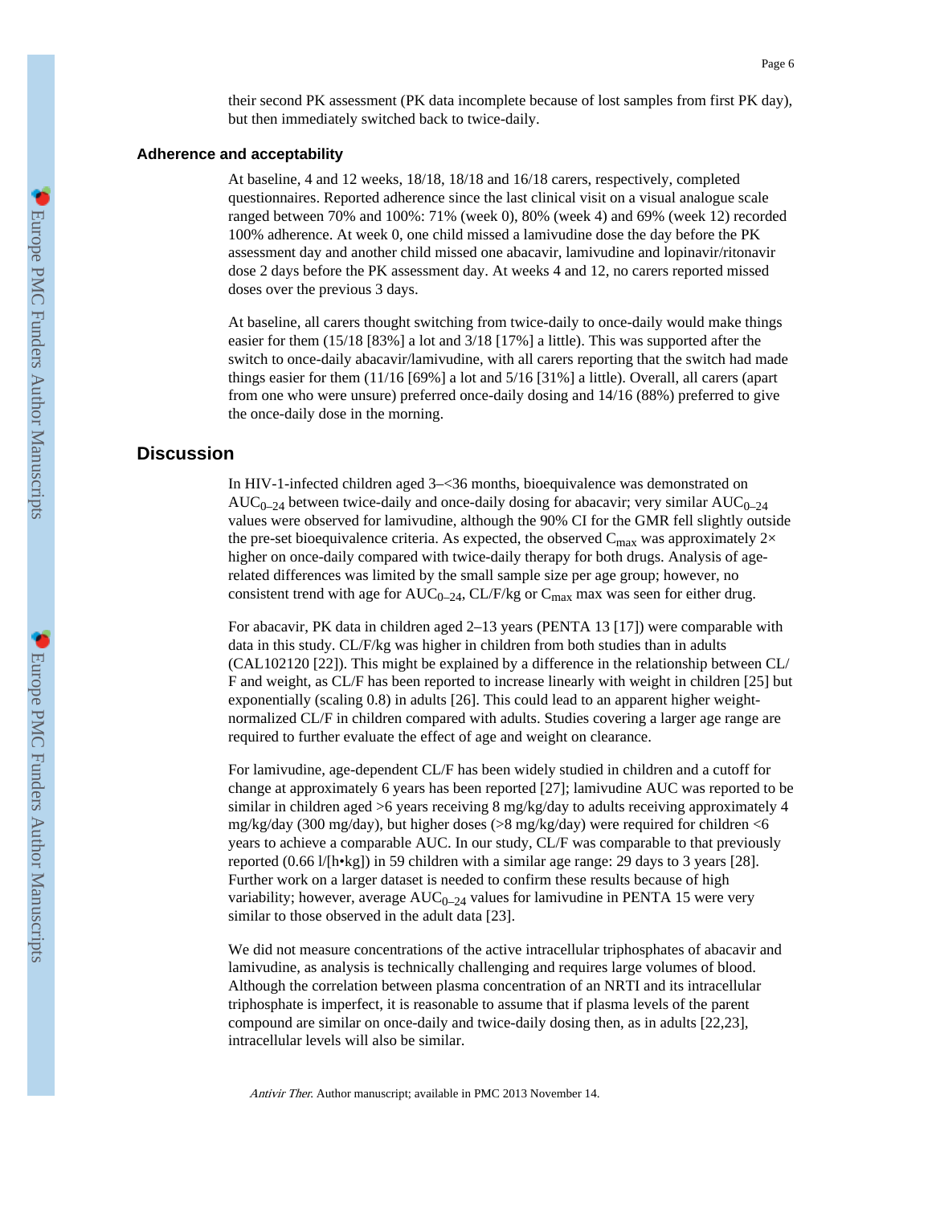their second PK assessment (PK data incomplete because of lost samples from first PK day), but then immediately switched back to twice-daily.

### Adherence and acceptability

At baseline, 4 and 12 weeks, 18/18, 18/18 and 16/18 carers, respectively, completed questionnaires. Reported adherence since the last clinical visit on a visual analogue scale ranged between 70% and 100%: 71% (week 0), 80% (week 4) and 69% (week 12) recorded 100% adherence. At week 0, one child missed a lamivudine dose the day before the PK assessment day and another child missed one abacavir, lamivudine and lopinavir/ritonavir dose 2 days before the PK assessment day. At weeks 4 and 12, no carers reported missed doses over the previous 3 days.

At baseline, all carers thought switching from twice-daily to once-daily would make things easier for them (15/18 [83%] a lot and 3/18 [17%] a little). This was supported after the switch to once-daily abacavir/lamivudine, with all carers reporting that the switch had made things easier for them (11/16 [69%] a lot and 5/16 [31%] a little). Overall, all carers (apart from one who were unsure) preferred once-daily dosing and 14/16 (88%) preferred to give the once-daily dose in the morning.

## Discussion

In HIV-1-infected children aged 3–<36 months, bioequivalence was demonstrated on $AUC_{0–24}$ between twice-daily and once-daily dosing for abacavir; very similar $AUC_{0–24}$ values were observed for lamivudine, although the 90% CI for the GMR fell slightly outside the pre-set bioequivalence criteria. As expected, the observed $C_{max}$ was approximately 2× higher on once-daily compared with twice-daily therapy for both drugs. Analysis of age-related differences was limited by the small sample size per age group; however, no consistent trend with age for $AUC_{0–24}$, CL/F/kg or $C_{max}$ max was seen for either drug.

For abacavir, PK data in children aged 2–13 years (PENTA 13 [17]) were comparable with data in this study. CL/F/kg was higher in children from both studies than in adults (CAL102120 [22]). This might be explained by a difference in the relationship between CL/F and weight, as CL/F has been reported to increase linearly with weight in children [25] but exponentially (scaling 0.8) in adults [26]. This could lead to an apparent higher weight-normalized CL/F in children compared with adults. Studies covering a larger age range are required to further evaluate the effect of age and weight on clearance.

For lamivudine, age-dependent CL/F has been widely studied in children and a cutoff for change at approximately 6 years has been reported [27]; lamivudine AUC was reported to be similar in children aged >6 years receiving 8 mg/kg/day to adults receiving approximately 4 mg/kg/day (300 mg/day), but higher doses (>8 mg/kg/day) were required for children <6 years to achieve a comparable AUC. In our study, CL/F was comparable to that previously reported (0.66 l/[h•kg]) in 59 children with a similar age range: 29 days to 3 years [28]. Further work on a larger dataset is needed to confirm these results because of high variability; however, average $AUC_{0–24}$ values for lamivudine in PENTA 15 were very similar to those observed in the adult data [23].

We did not measure concentrations of the active intracellular triphosphates of abacavir and lamivudine, as analysis is technically challenging and requires large volumes of blood. Although the correlation between plasma concentration of an NRTI and its intracellular triphosphate is imperfect, it is reasonable to assume that if plasma levels of the parent compound are similar on once-daily and twice-daily dosing then, as in adults [22,23], intracellular levels will also be similar.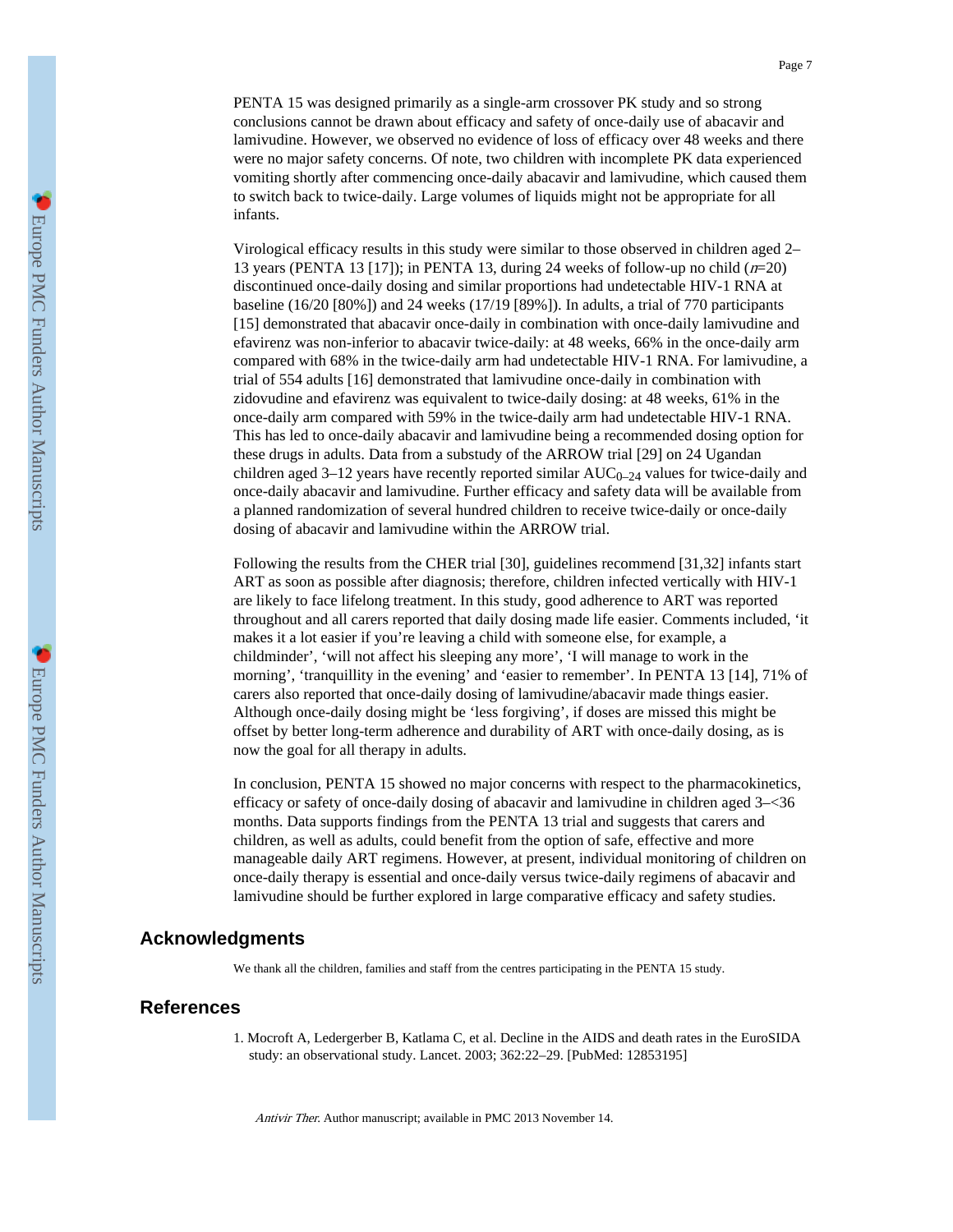PENTA 15 was designed primarily as a single-arm crossover PK study and so strong conclusions cannot be drawn about efficacy and safety of once-daily use of abacavir and lamivudine. However, we observed no evidence of loss of efficacy over 48 weeks and there were no major safety concerns. Of note, two children with incomplete PK data experienced vomiting shortly after commencing once-daily abacavir and lamivudine, which caused them to switch back to twice-daily. Large volumes of liquids might not be appropriate for all infants.

Virological efficacy results in this study were similar to those observed in children aged 2–13 years (PENTA 13 [17]); in PENTA 13, during 24 weeks of follow-up no child ($n$=20) discontinued once-daily dosing and similar proportions had undetectable HIV-1 RNA at baseline (16/20 [80%]) and 24 weeks (17/19 [89%]). In adults, a trial of 770 participants [15] demonstrated that abacavir once-daily in combination with once-daily lamivudine and efavirenz was non-inferior to abacavir twice-daily: at 48 weeks, 66% in the once-daily arm compared with 68% in the twice-daily arm had undetectable HIV-1 RNA. For lamivudine, a trial of 554 adults [16] demonstrated that lamivudine once-daily in combination with zidovudine and efavirenz was equivalent to twice-daily dosing: at 48 weeks, 61% in the once-daily arm compared with 59% in the twice-daily arm had undetectable HIV-1 RNA. This has led to once-daily abacavir and lamivudine being a recommended dosing option for these drugs in adults. Data from a substudy of the ARROW trial [29] on 24 Ugandan children aged 3–12 years have recently reported similar $AUC_{0–24}$ values for twice-daily and once-daily abacavir and lamivudine. Further efficacy and safety data will be available from a planned randomization of several hundred children to receive twice-daily or once-daily dosing of abacavir and lamivudine within the ARROW trial.

Following the results from the CHER trial [30], guidelines recommend [31,32] infants start ART as soon as possible after diagnosis; therefore, children infected vertically with HIV-1 are likely to face lifelong treatment. In this study, good adherence to ART was reported throughout and all carers reported that daily dosing made life easier. Comments included, ‘it makes it a lot easier if you’re leaving a child with someone else, for example, a childminder’, ‘will not affect his sleeping any more’, ‘I will manage to work in the morning’, ‘tranquillity in the evening’ and ‘easier to remember’. In PENTA 13 [14], 71% of carers also reported that once-daily dosing of lamivudine/abacavir made things easier. Although once-daily dosing might be ‘less forgiving’, if doses are missed this might be offset by better long-term adherence and durability of ART with once-daily dosing, as is now the goal for all therapy in adults.

In conclusion, PENTA 15 showed no major concerns with respect to the pharmacokinetics, efficacy or safety of once-daily dosing of abacavir and lamivudine in children aged 3–<36 months. Data supports findings from the PENTA 13 trial and suggests that carers and children, as well as adults, could benefit from the option of safe, effective and more manageable daily ART regimens. However, at present, individual monitoring of children on once-daily therapy is essential and once-daily versus twice-daily regimens of abacavir and lamivudine should be further explored in large comparative efficacy and safety studies.

## Acknowledgments

We thank all the children, families and staff from the centres participating in the PENTA 15 study.

## References

1. Mocroft A, Ledergerber B, Katlama C, et al. Decline in the AIDS and death rates in the EuroSIDA study: an observational study. Lancet. 2003; 362:22–29. [PubMed: 12853195]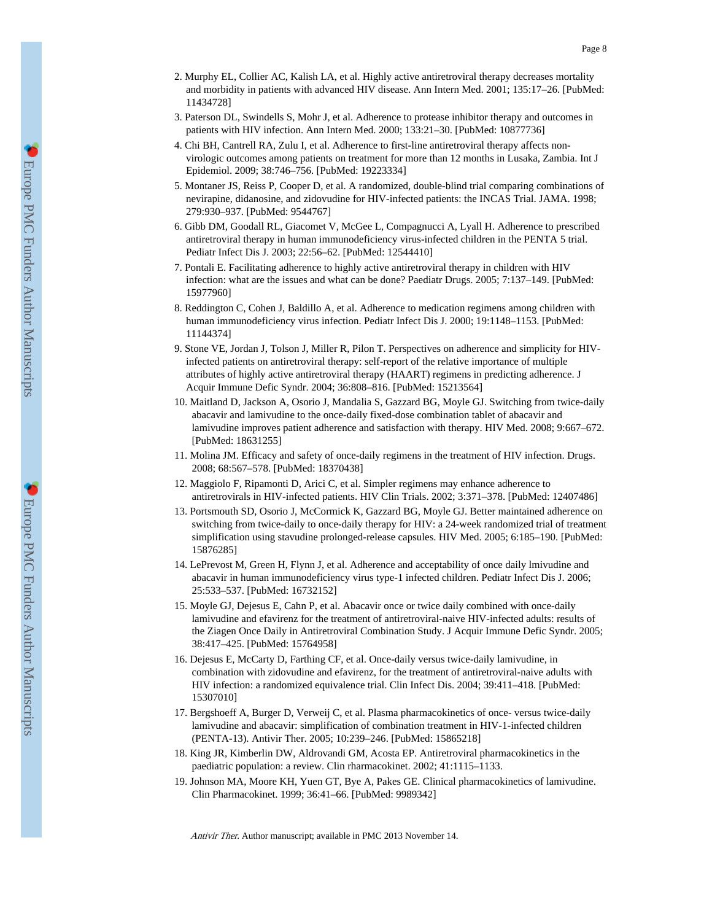2. Murphy EL, Collier AC, Kalish LA, et al. Highly active antiretroviral therapy decreases mortality and morbidity in patients with advanced HIV disease. Ann Intern Med. 2001; 135:17–26. [PubMed: 11434728]
3. Paterson DL, Swindells S, Mohr J, et al. Adherence to protease inhibitor therapy and outcomes in patients with HIV infection. Ann Intern Med. 2000; 133:21–30. [PubMed: 10877736]
4. Chi BH, Cantrell RA, Zulu I, et al. Adherence to first-line antiretroviral therapy affects non-virologic outcomes among patients on treatment for more than 12 months in Lusaka, Zambia. Int J Epidemiol. 2009; 38:746–756. [PubMed: 19223334]
5. Montaner JS, Reiss P, Cooper D, et al. A randomized, double-blind trial comparing combinations of nevirapine, didanosine, and zidovudine for HIV-infected patients: the INCAS Trial. JAMA. 1998; 279:930–937. [PubMed: 9544767]
6. Gibb DM, Goodall RL, Giacomet V, McGee L, Compagnucci A, Lyall H. Adherence to prescribed antiretroviral therapy in human immunodeficiency virus-infected children in the PENTA 5 trial. Pediatr Infect Dis J. 2003; 22:56–62. [PubMed: 12544410]
7. Pontali E. Facilitating adherence to highly active antiretroviral therapy in children with HIV infection: what are the issues and what can be done? Paediatr Drugs. 2005; 7:137–149. [PubMed: 15977960]
8. Reddington C, Cohen J, Baldillo A, et al. Adherence to medication regimens among children with human immunodeficiency virus infection. Pediatr Infect Dis J. 2000; 19:1148–1153. [PubMed: 11144374]
9. Stone VE, Jordan J, Tolson J, Miller R, Pilon T. Perspectives on adherence and simplicity for HIV-infected patients on antiretroviral therapy: self-report of the relative importance of multiple attributes of highly active antiretroviral therapy (HAART) regimens in predicting adherence. J Acquir Immune Defic Syndr. 2004; 36:808–816. [PubMed: 15213564]
10. Maitland D, Jackson A, Osorio J, Mandalia S, Gazzard BG, Moyle GJ. Switching from twice-daily abacavir and lamivudine to the once-daily fixed-dose combination tablet of abacavir and lamivudine improves patient adherence and satisfaction with therapy. HIV Med. 2008; 9:667–672. [PubMed: 18631255]
11. Molina JM. Efficacy and safety of once-daily regimens in the treatment of HIV infection. Drugs. 2008; 68:567–578. [PubMed: 18370438]
12. Maggiolo F, Ripamonti D, Arici C, et al. Simpler regimens may enhance adherence to antiretrovirals in HIV-infected patients. HIV Clin Trials. 2002; 3:371–378. [PubMed: 12407486]
13. Portsmouth SD, Osorio J, McCormick K, Gazzard BG, Moyle GJ. Better maintained adherence on switching from twice-daily to once-daily therapy for HIV: a 24-week randomized trial of treatment simplification using stavudine prolonged-release capsules. HIV Med. 2005; 6:185–190. [PubMed: 15876285]
14. LePrevost M, Green H, Flynn J, et al. Adherence and acceptability of once daily lmivudine and abacavir in human immunodeficiency virus type-1 infected children. Pediatr Infect Dis J. 2006; 25:533–537. [PubMed: 16732152]
15. Moyle GJ, Dejesus E, Cahn P, et al. Abacavir once or twice daily combined with once-daily lamivudine and efavirenz for the treatment of antiretroviral-naive HIV-infected adults: results of the Ziagen Once Daily in Antiretroviral Combination Study. J Acquir Immune Defic Syndr. 2005; 38:417–425. [PubMed: 15764958]
16. Dejesus E, McCarty D, Farthing CF, et al. Once-daily versus twice-daily lamivudine, in combination with zidovudine and efavirenz, for the treatment of antiretroviral-naive adults with HIV infection: a randomized equivalence trial. Clin Infect Dis. 2004; 39:411–418. [PubMed: 15307010]
17. Bergshoeff A, Burger D, Verweij C, et al. Plasma pharmacokinetics of once- versus twice-daily lamivudine and abacavir: simplification of combination treatment in HIV-1-infected children (PENTA-13). Antivir Ther. 2005; 10:239–246. [PubMed: 15865218]
18. King JR, Kimberlin DW, Aldrovandi GM, Acosta EP. Antiretroviral pharmacokinetics in the paediatric population: a review. Clin rharmacokinet. 2002; 41:1115–1133.
19. Johnson MA, Moore KH, Yuen GT, Bye A, Pakes GE. Clinical pharmacokinetics of lamivudine. Clin Pharmacokinet. 1999; 36:41–66. [PubMed: 9989342]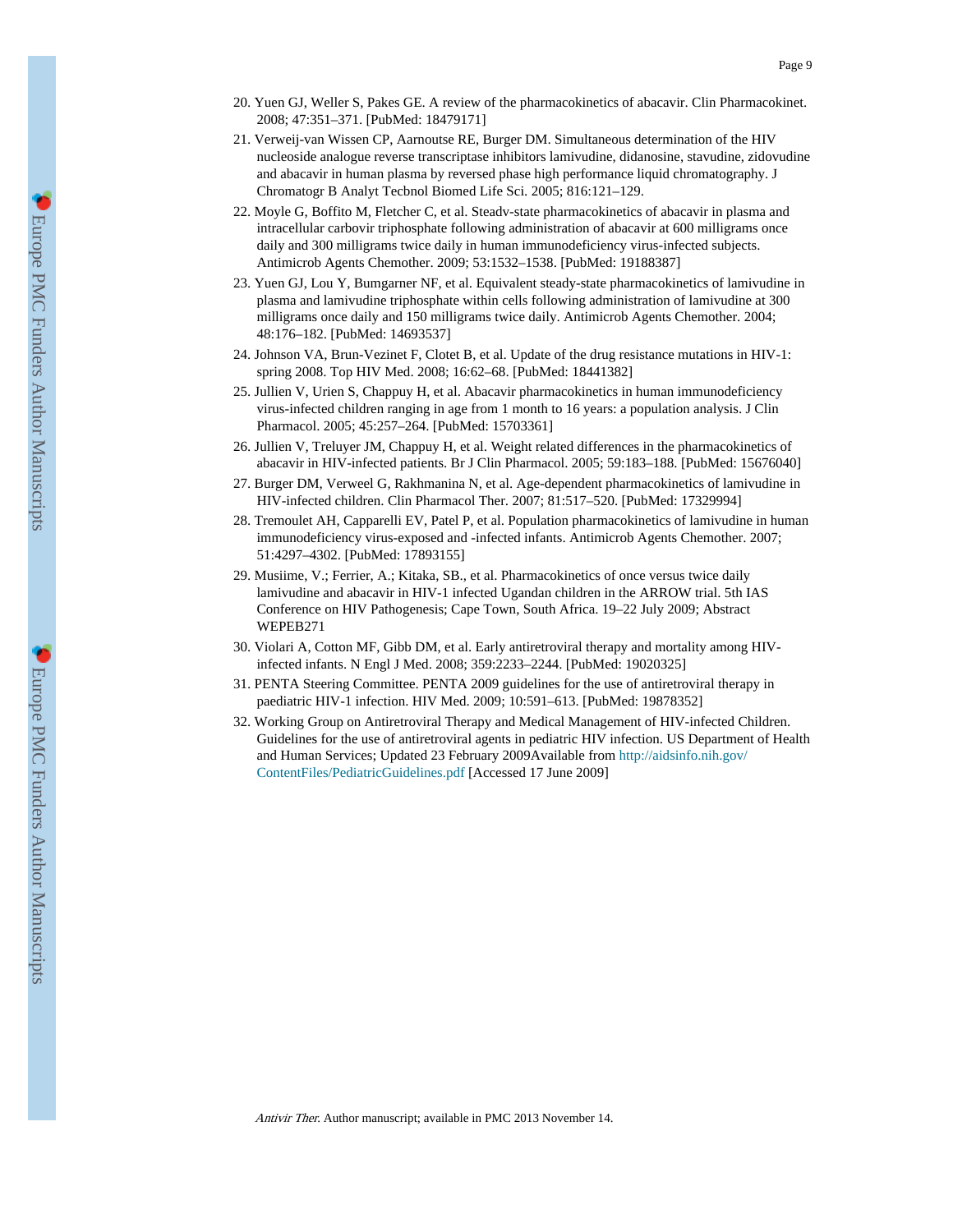20. Yuen GJ, Weller S, Pakes GE. A review of the pharmacokinetics of abacavir. Clin Pharmacokinet. 2008; 47:351–371. [PubMed: 18479171]
21. Verweij-van Wissen CP, Aarnoutse RE, Burger DM. Simultaneous determination of the HIV nucleoside analogue reverse transcriptase inhibitors lamivudine, didanosine, stavudine, zidovudine and abacavir in human plasma by reversed phase high performance liquid chromatography. J Chromatogr B Analyt Tecbnol Biomed Life Sci. 2005; 816:121–129.
22. Moyle G, Boffito M, Fletcher C, et al. Steadv-state pharmacokinetics of abacavir in plasma and intracellular carbovir triphosphate following administration of abacavir at 600 milligrams once daily and 300 milligrams twice daily in human immunodeficiency virus-infected subjects. Antimicrob Agents Chemother. 2009; 53:1532–1538. [PubMed: 19188387]
23. Yuen GJ, Lou Y, Bumgarner NF, et al. Equivalent steady-state pharmacokinetics of lamivudine in plasma and lamivudine triphosphate within cells following administration of lamivudine at 300 milligrams once daily and 150 milligrams twice daily. Antimicrob Agents Chemother. 2004; 48:176–182. [PubMed: 14693537]
24. Johnson VA, Brun-Vezinet F, Clotet B, et al. Update of the drug resistance mutations in HIV-1: spring 2008. Top HIV Med. 2008; 16:62–68. [PubMed: 18441382]
25. Jullien V, Urien S, Chappuy H, et al. Abacavir pharmacokinetics in human immunodeficiency virus-infected children ranging in age from 1 month to 16 years: a population analysis. J Clin Pharmacol. 2005; 45:257–264. [PubMed: 15703361]
26. Jullien V, Treluyer JM, Chappuy H, et al. Weight related differences in the pharmacokinetics of abacavir in HIV-infected patients. Br J Clin Pharmacol. 2005; 59:183–188. [PubMed: 15676040]
27. Burger DM, Verweel G, Rakhmanina N, et al. Age-dependent pharmacokinetics of lamivudine in HIV-infected children. Clin Pharmacol Ther. 2007; 81:517–520. [PubMed: 17329994]
28. Tremoulet AH, Capparelli EV, Patel P, et al. Population pharmacokinetics of lamivudine in human immunodeficiency virus-exposed and -infected infants. Antimicrob Agents Chemother. 2007; 51:4297–4302. [PubMed: 17893155]
29. Musiime, V.; Ferrier, A.; Kitaka, SB., et al. Pharmacokinetics of once versus twice daily lamivudine and abacavir in HIV-1 infected Ugandan children in the ARROW trial. 5th IAS Conference on HIV Pathogenesis; Cape Town, South Africa. 19–22 July 2009; Abstract WEPEB271
30. Violari A, Cotton MF, Gibb DM, et al. Early antiretroviral therapy and mortality among HIV-infected infants. N Engl J Med. 2008; 359:2233–2244. [PubMed: 19020325]
31. PENTA Steering Committee. PENTA 2009 guidelines for the use of antiretroviral therapy in paediatric HIV-1 infection. HIV Med. 2009; 10:591–613. [PubMed: 19878352]
32. Working Group on Antiretroviral Therapy and Medical Management of HIV-infected Children. Guidelines for the use of antiretroviral agents in pediatric HIV infection. US Department of Health and Human Services; Updated 23 February 2009Available from http://aidsinfo.nih.gov/ContentFiles/PediatricGuidelines.pdf [Accessed 17 June 2009]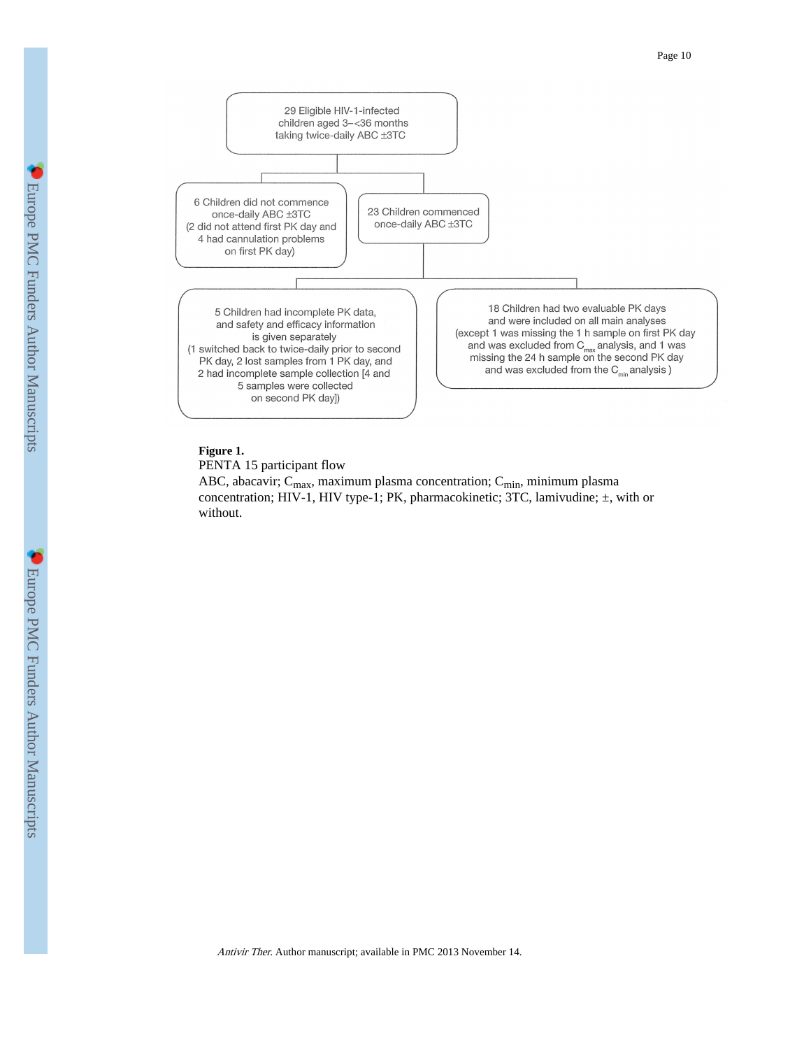29 Eligible HIV-1-infected children aged 3–<36 months taking twice-daily ABC ±3TC

6 Children did not commence once-daily ABC ±3TC (2 did not attend first PK day and 4 had cannulation problems on first PK day)

23 Children commenced once-daily ABC ±3TC

5 Children had incomplete PK data, and safety and efficacy information is given separately (1 switched back to twice-daily prior to second PK day, 2 lost samples from 1 PK day, and 2 had incomplete sample collection [4 and 5 samples were collected on second PK day])

18 Children had two evaluable PK days and were included on all main analyses (except 1 was missing the 1 h sample on first PK day and was excluded from $C_{max}$ analysis, and 1 was missing the 24 h sample on the second PK day and was excluded from the $C_{min}$ analysis )

**Figure 1.**

PENTA 15 participant flow

ABC, abacavir; $C_{max}$, maximum plasma concentration; $C_{min}$, minimum plasma concentration; HIV-1, HIV type-1; PK, pharmacokinetic; 3TC, lamivudine; ±, with or without.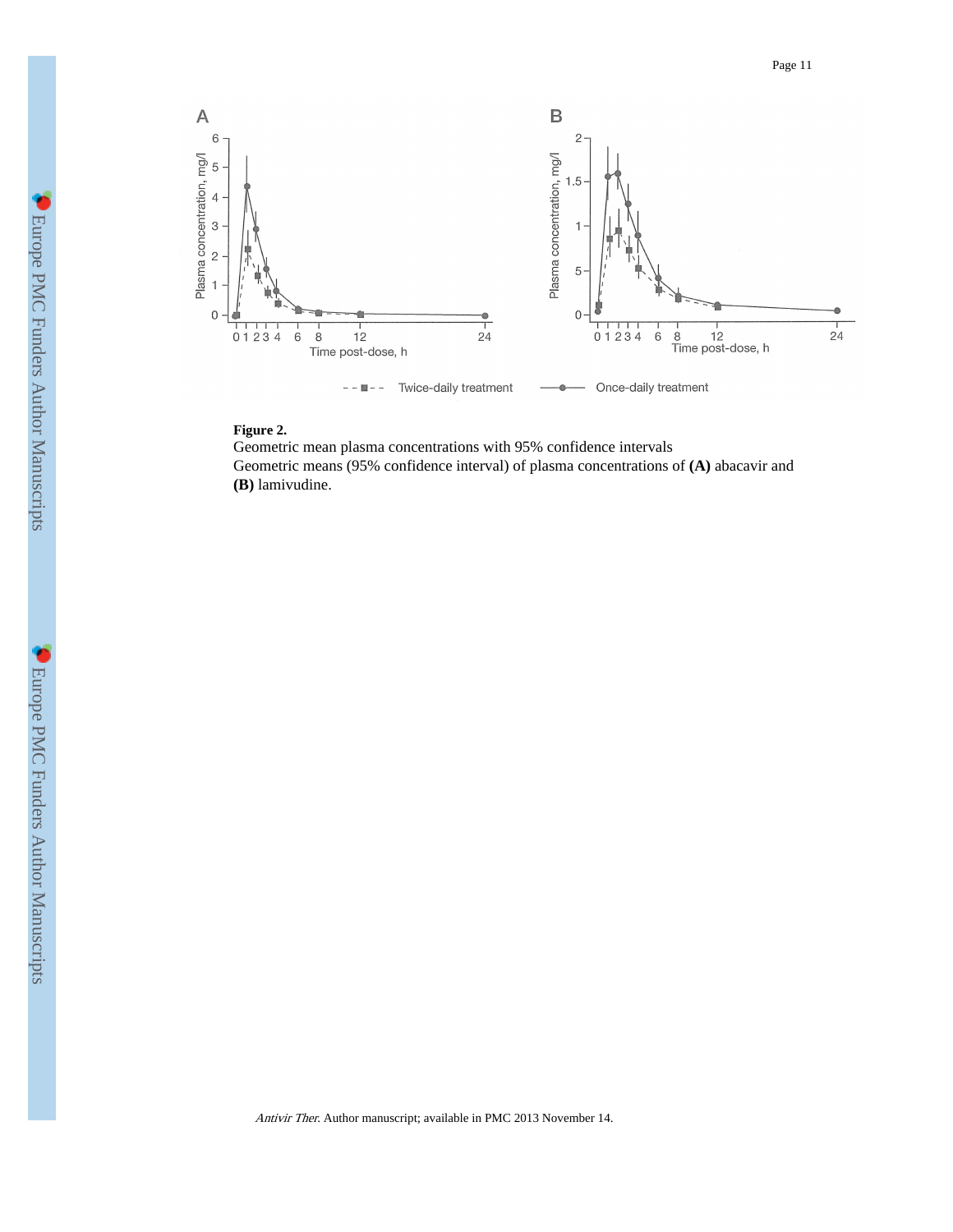**Figure 2.**

Geometric mean plasma concentrations with 95% confidence intervals

Geometric means (95% confidence interval) of plasma concentrations of **(A)** abacavir and **(B)** lamivudine.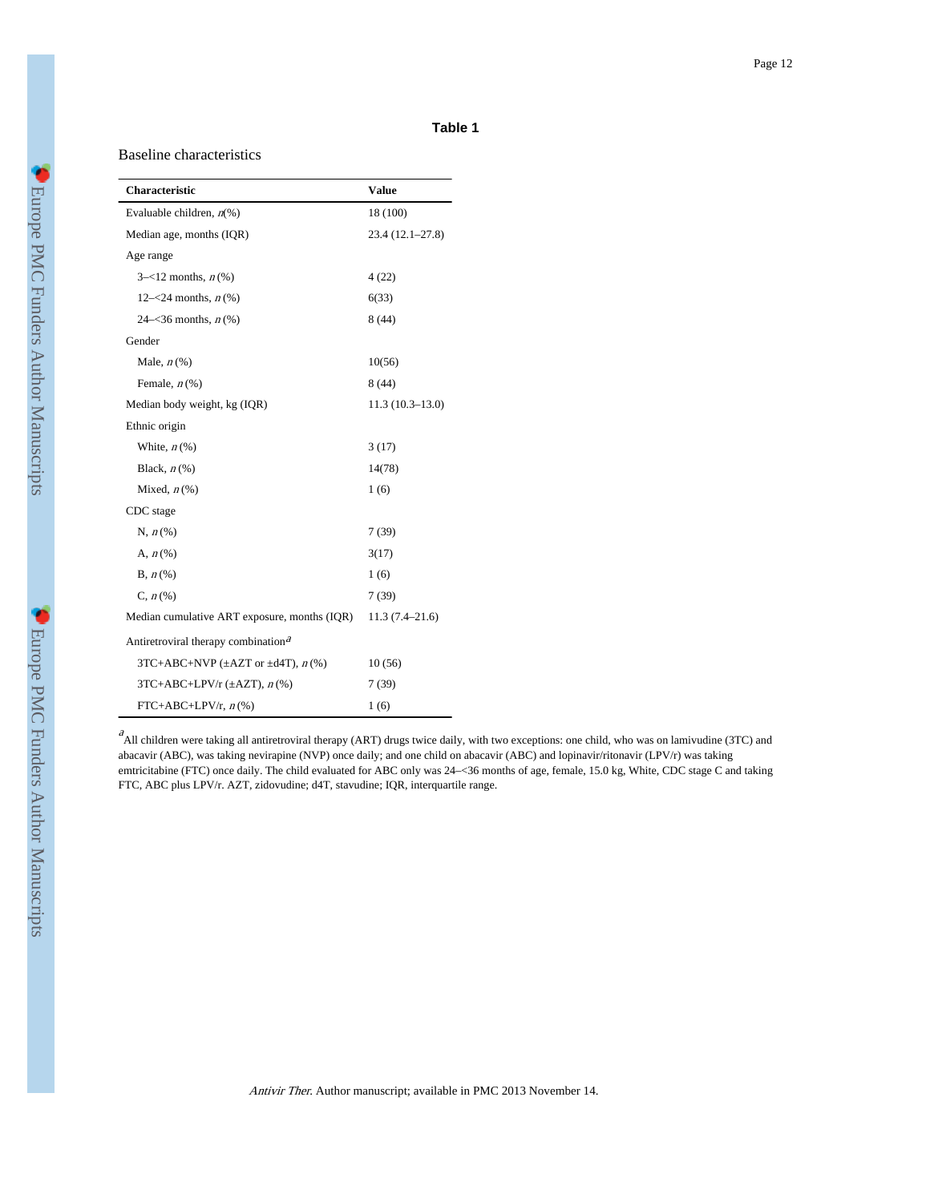**Table 1**

Baseline characteristics

| Characteristic | Value |
| --- | --- |
| Evaluable children, *n*(%) | 18 (100) |
| Median age, months (IQR) | 23.4 (12.1–27.8) |
| Age range | |
| 3–<12 months, *n* (%) | 4 (22) |
| 12–<24 months, *n* (%) | 6(33) |
| 24–<36 months, *n* (%) | 8 (44) |
| Gender | |
| Male, *n* (%) | 10(56) |
| Female, *n* (%) | 8 (44) |
| Median body weight, kg (IQR) | 11.3 (10.3–13.0) |
| Ethnic origin | |
| White, *n* (%) | 3 (17) |
| Black, *n* (%) | 14(78) |
| Mixed, *n* (%) | 1 (6) |
| CDC stage | |
| N, *n* (%) | 7 (39) |
| A, *n* (%) | 3(17) |
| B, *n* (%) | 1 (6) |
| C, *n* (%) | 7 (39) |
| Median cumulative ART exposure, months (IQR) | 11.3 (7.4–21.6) |
| Antiretroviral therapy combination[a] | |
| 3TC+ABC+NVP (±AZT or ±d4T), *n* (%) | 10 (56) |
| 3TC+ABC+LPV/r (±AZT), *n* (%) | 7 (39) |
| FTC+ABC+LPV/r, *n* (%) | 1 (6) |

[a]All children were taking all antiretroviral therapy (ART) drugs twice daily, with two exceptions: one child, who was on lamivudine (3TC) and abacavir (ABC), was taking nevirapine (NVP) once daily; and one child on abacavir (ABC) and lopinavir/ritonavir (LPV/r) was taking emtricitabine (FTC) once daily. The child evaluated for ABC only was 24–<36 months of age, female, 15.0 kg, White, CDC stage C and taking FTC, ABC plus LPV/r. AZT, zidovudine; d4T, stavudine; IQR, interquartile range.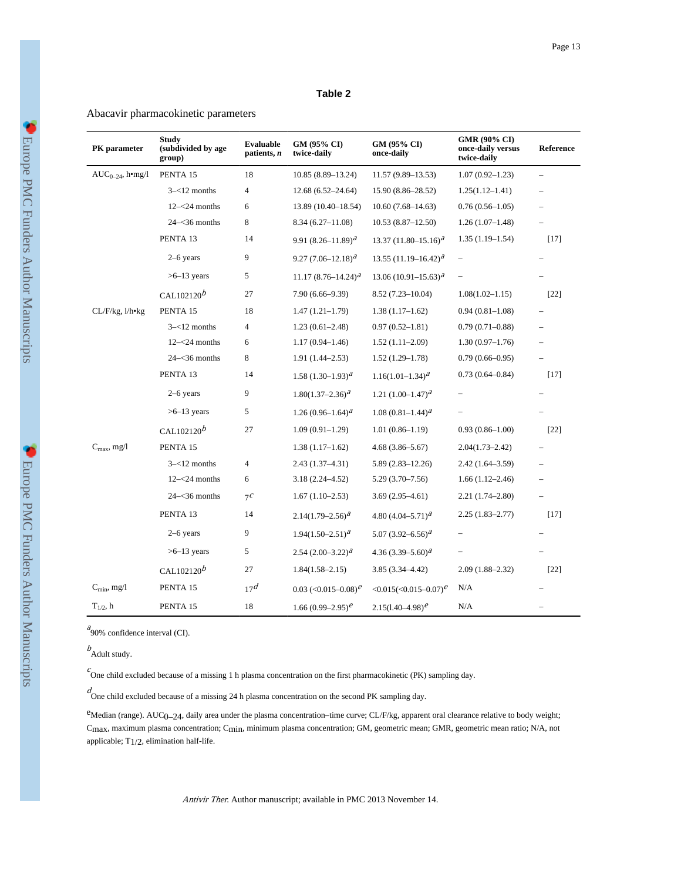**Table 2**

Abacavir pharmacokinetic parameters

| PK parameter | Study (subdivided by age group) | Evaluable patients, *n* | GM (95% CI) twice-daily | GM (95% CI) once-daily | GMR (90% CI) once-daily versus twice-daily | Reference |
|---|---|---|---|---|---|---|
| $AUC_{0-24}$, h•mg/l | PENTA 15 | 18 | 10.85 (8.89–13.24) | 11.57 (9.89–13.53) | 1.07 (0.92–1.23) | – |
| | 3–<12 months | 4 | 12.68 (6.52–24.64) | 15.90 (8.86–28.52) | 1.25(1.12–1.41) | – |
| | 12–<24 months | 6 | 13.89 (10.40–18.54) | 10.60 (7.68–14.63) | 0.76 (0.56–1.05) | – |
| | 24–<36 months | 8 | 8.34 (6.27–11.08) | 10.53 (8.87–12.50) | 1.26 (1.07–1.48) | – |
| | PENTA 13 | 14 | 9.91 (8.26–11.89)[a] | 13.37 (11.80–15.16)[a] | 1.35 (1.19–1.54) | [17] |
| | 2–6 years | 9 | 9.27 (7.06–12.18)[a] | 13.55 (11.19–16.42)[a] | – | – |
| | >6–13 years | 5 | 11.17 (8.76–14.24)[a] | 13.06 (10.91–15.63)[a] | – | – |
| | CAL102120[b] | 27 | 7.90 (6.66–9.39) | 8.52 (7.23–10.04) | 1.08(1.02–1.15) | [22] |
| CL/F/kg, l/h•kg | PENTA 15 | 18 | 1.47 (1.21–1.79) | 1.38 (1.17–1.62) | 0.94 (0.81–1.08) | – |
| | 3–<12 months | 4 | 1.23 (0.61–2.48) | 0.97 (0.52–1.81) | 0.79 (0.71–0.88) | – |
| | 12–<24 months | 6 | 1.17 (0.94–1.46) | 1.52 (1.11–2.09) | 1.30 (0.97–1.76) | – |
| | 24–<36 months | 8 | 1.91 (1.44–2.53) | 1.52 (1.29–1.78) | 0.79 (0.66–0.95) | – |
| | PENTA 13 | 14 | 1.58 (1.30–1.93)[a] | 1.16(1.01–1.34)[a] | 0.73 (0.64–0.84) | [17] |
| | 2–6 years | 9 | 1.80(1.37–2.36)[a] | 1.21 (1.00–1.47)[a] | – | – |
| | >6–13 years | 5 | 1.26 (0.96–1.64)[a] | 1.08 (0.81–1.44)[a] | – | – |
| | CAL102120[b] | 27 | 1.09 (0.91–1.29) | 1.01 (0.86–1.19) | 0.93 (0.86–1.00) | [22] |
| $C_{max}$, mg/l | PENTA 15 | | 1.38 (1.17–1.62) | 4.68 (3.86–5.67) | 2.04(1.73–2.42) | – |
| | 3–<12 months | 4 | 2.43 (1.37–4.31) | 5.89 (2.83–12.26) | 2.42 (1.64–3.59) | – |
| | 12–<24 months | 6 | 3.18 (2.24–4.52) | 5.29 (3.70–7.56) | 1.66 (1.12–2.46) | – |
| | 24–<36 months | 7[c] | 1.67 (1.10–2.53) | 3.69 (2.95–4.61) | 2.21 (1.74–2.80) | – |
| | PENTA 13 | 14 | 2.14(1.79–2.56)[a] | 4.80 (4.04–5.71)[a] | 2.25 (1.83–2.77) | [17] |
| | 2–6 years | 9 | 1.94(1.50–2.51)[a] | 5.07 (3.92–6.56)[a] | – | – |
| | >6–13 years | 5 | 2.54 (2.00–3.22)[a] | 4.36 (3.39–5.60)[a] | – | – |
| | CAL102120[b] | 27 | 1.84(1.58–2.15) | 3.85 (3.34–4.42) | 2.09 (1.88–2.32) | [22] |
| $C_{min}$, mg/l | PENTA 15 | 17[d] | 0.03 (<0.015–0.08)[e] | <0.015(<0.015–0.07)[e] | N/A | – |
| $T_{1/2}$, h | PENTA 15 | 18 | 1.66 (0.99–2.95)[e] | 2.15(l.40–4.98)[e] | N/A | – |

[a] 90% confidence interval (CI).

[b] Adult study.

[c] One child excluded because of a missing 1 h plasma concentration on the first pharmacokinetic (PK) sampling day.

[d] One child excluded because of a missing 24 h plasma concentration on the second PK sampling day.

[e] Median (range). $AUC_{0-24}$, daily area under the plasma concentration–time curve; CL/F/kg, apparent oral clearance relative to body weight; $C_{max}$, maximum plasma concentration; $C_{min}$, minimum plasma concentration; GM, geometric mean; GMR, geometric mean ratio; N/A, not applicable; $T_{1/2}$, elimination half-life.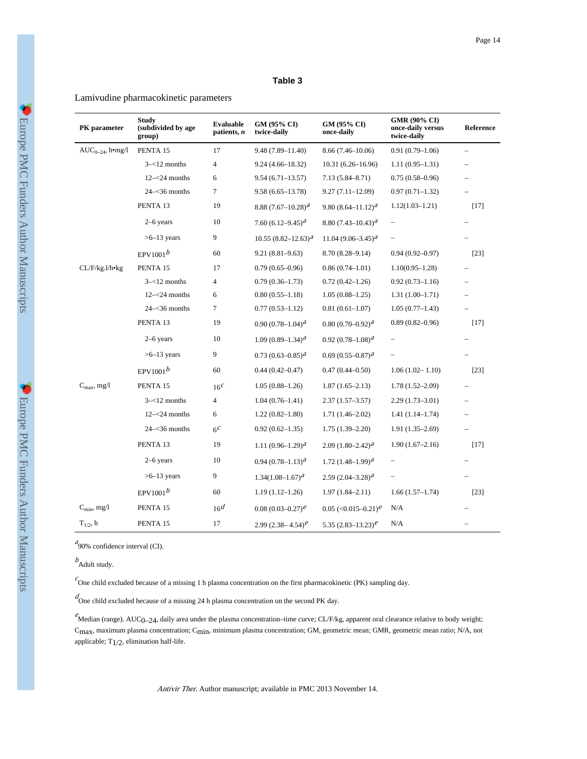**Table 3**

Lamivudine pharmacokinetic parameters

| PK parameter | Study (subdivided by age group) | Evaluable patients, *n* | GM (95% CI) twice-daily | GM (95% CI) once-daily | GMR (90% CI) once-daily versus twice-daily | Reference |
|---|---|---|---|---|---|---|
| $AUC_{0–24}$, h•mg/l | PENTA 15 | 17 | 9.48 (7.89–11.40) | 8.66 (7.46–10.06) | 0.91 (0.79–1.06) | – |
| | 3–<12 months | 4 | 9.24 (4.66–18.32) | 10.31 (6.26–16.96) | 1.11 (0.95–1.31) | – |
| | 12–<24 months | 6 | 9.54 (6.71–13.57) | 7.13 (5.84–8.71) | 0.75 (0.58–0.96) | – |
| | 24–<36 months | 7 | 9.58 (6.65–13.78) | 9.27 (7.11–12.09) | 0.97 (0.71–1.32) | – |
| | PENTA 13 | 19 | 8.88 (7.67–10.28)[a] | 9.80 (8.64–11.12)[a] | 1.12(1.03–1.21) | [17] |
| | 2–6 years | 10 | 7.60 (6.12–9.45)[a] | 8.80 (7.43–10.43)[a] | – | – |
| | >6–13 years | 9 | 10.55 (8.82–12.63)[a] | 11.04 (9.06–3.45)[a] | – | – |
| | EPV1001[b] | 60 | 9.21 (8.81–9.63) | 8.70 (8.28–9.14) | 0.94 (0.92–0.97) | [23] |
| CL/F/kg.l/h•kg | PENTA 15 | 17 | 0.79 (0.65–0.96) | 0.86 (0.74–1.01) | 1.10(0.95–1.28) | – |
| | 3–<12 months | 4 | 0.79 (0.36–1.73) | 0.72 (0.42–1.26) | 0.92 (0.73–1.16) | – |
| | 12–<24 months | 6 | 0.80 (0.55–1.18) | 1.05 (0.88–1.25) | 1.31 (1.00–1.71) | – |
| | 24–<36 months | 7 | 0.77 (0.53–1.12) | 0.81 (0.61–1.07) | 1.05 (0.77–1.43) | – |
| | PENTA 13 | 19 | 0.90 (0.78–1.04)[a] | 0.80 (0.70–0.92)[a] | 0.89 (0.82–0.96) | [17] |
| | 2–6 years | 10 | 1.09 (0.89–1.34)[a] | 0.92 (0.78–1.08)[a] | – | – |
| | >6–13 years | 9 | 0.73 (0.63–0.85)[a] | 0.69 (0.55–0.87)[a] | – | – |
| | EPV1001[b] | 60 | 0.44 (0.42–0.47) | 0.47 (0.44–0.50) | 1.06 (1.02– 1.10) | [23] |
| $C_{max}$, mg/l | PENTA 15 | 16[c] | 1.05 (0.88–1.26) | 1.87 (1.65–2.13) | 1.78 (1.52–2.09) | – |
| | 3–<12 months | 4 | 1.04 (0.76–1.41) | 2.37 (1.57–3.57) | 2.29 (1.73–3.01) | – |
| | 12–<24 months | 6 | 1.22 (0.82–1.80) | 1.71 (1.46–2.02) | 1.41 (1.14–1.74) | – |
| | 24–<36 months | 6[c] | 0.92 (0.62–1.35) | 1.75 (1.39–2.20) | 1.91 (1.35–2.69) | – |
| | PENTA 13 | 19 | 1.11 (0.96–1.29)[a] | 2.09 (1.80–2.42)[a] | 1.90 (1.67–2.16) | [17] |
| | 2–6 years | 10 | 0.94 (0.78–1.13)[a] | 1.72 (1.48–1.99)[a] | – | – |
| | >6–13 years | 9 | 1.34(1.08–1.67)[a] | 2.59 (2.04–3.28)[a] | – | – |
| | EPV1001[b] | 60 | 1.19 (1.12–1.26) | 1.97 (1.84–2.11) | 1.66 (1.57–1.74) | [23] |
| $C_{min}$, mg/l | PENTA 15 | 16[d] | 0.08 (0.03–0.27)[e] | 0.05 (<0.015–0.21)[e] | N/A | – |
| $T_{1/2}$, h | PENTA 15 | 17 | 2.99 (2.38– 4.54)[e] | 5.35 (2.83–13.23)[e] | N/A | – |

[a]90% confidence interval (CI).

[b]Adult study.

[c]One child excluded because of a missing 1 h plasma concentration on the first pharmacokinetic (PK) sampling day.

[d]One child excluded because of a missing 24 h plasma concentration on the second PK day.

[e]Median (range). $AUC_{0–24}$, daily area under the plasma concentration–time curve; CL/F/kg, apparent oral clearance relative to body weight; $C_{max}$, maximum plasma concentration; $C_{min}$, minimum plasma concentration; GM, geometric mean; GMR, geometric mean ratio; N/A, not applicable; $T_{1/2}$, elimination half-life.